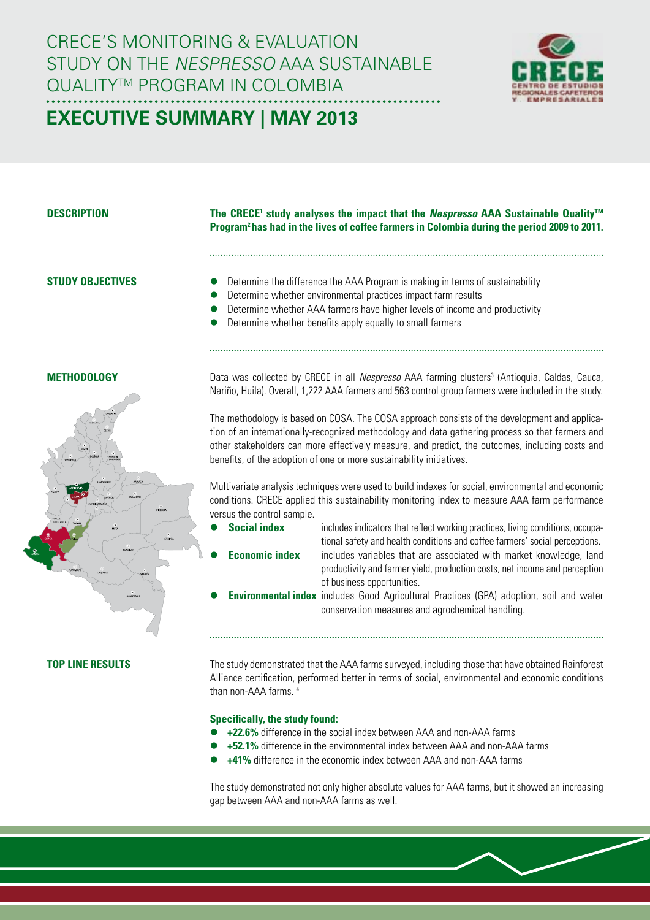# CRECE'S MONITORING & EVALUATION STUDY ON THE *NESPRESSO* AAA SUSTAINABLE QUALITY™ PROGRAM IN COLOMBIA

## EXECUTIVE SUMMARY | MAY 2013

### DESCRIPTION

**The CRECE[1] study analyses the impact that the *Nespresso* AAA Sustainable Quality™ Program[2] has had in the lives of coffee farmers in Colombia during the period 2009 to 2011.**

### STUDY OBJECTIVES

- Determine the difference the AAA Program is making in terms of sustainability
- Determine whether environmental practices impact farm results
- Determine whether AAA farmers have higher levels of income and productivity
- Determine whether benefits apply equally to small farmers

### METHODOLOGY

Data was collected by CRECE in all *Nespresso* AAA farming clusters[3] (Antioquia, Caldas, Cauca, Nariño, Huila). Overall, 1,222 AAA farmers and 563 control group farmers were included in the study.

The methodology is based on COSA. The COSA approach consists of the development and application of an internationally-recognized methodology and data gathering process so that farmers and other stakeholders can more effectively measure, and predict, the outcomes, including costs and benefits, of the adoption of one or more sustainability initiatives.

Multivariate analysis techniques were used to build indexes for social, environmental and economic conditions. CRECE applied this sustainability monitoring index to measure AAA farm performance versus the control sample.

- **Social index** includes indicators that reflect working practices, living conditions, occupational safety and health conditions and coffee farmers' social perceptions.
- **Economic index** includes variables that are associated with market knowledge, land productivity and farmer yield, production costs, net income and perception of business opportunities.
- **Environmental index** includes Good Agricultural Practices (GPA) adoption, soil and water conservation measures and agrochemical handling.

### TOP LINE RESULTS

The study demonstrated that the AAA farms surveyed, including those that have obtained Rainforest Alliance certification, performed better in terms of social, environmental and economic conditions than non-AAA farms. [4]

**Specifically, the study found:**

- **+22.6%** difference in the social index between AAA and non-AAA farms
- **+52.1%** difference in the environmental index between AAA and non-AAA farms
- **+41%** difference in the economic index between AAA and non-AAA farms

The study demonstrated not only higher absolute values for AAA farms, but it showed an increasing gap between AAA and non-AAA farms as well.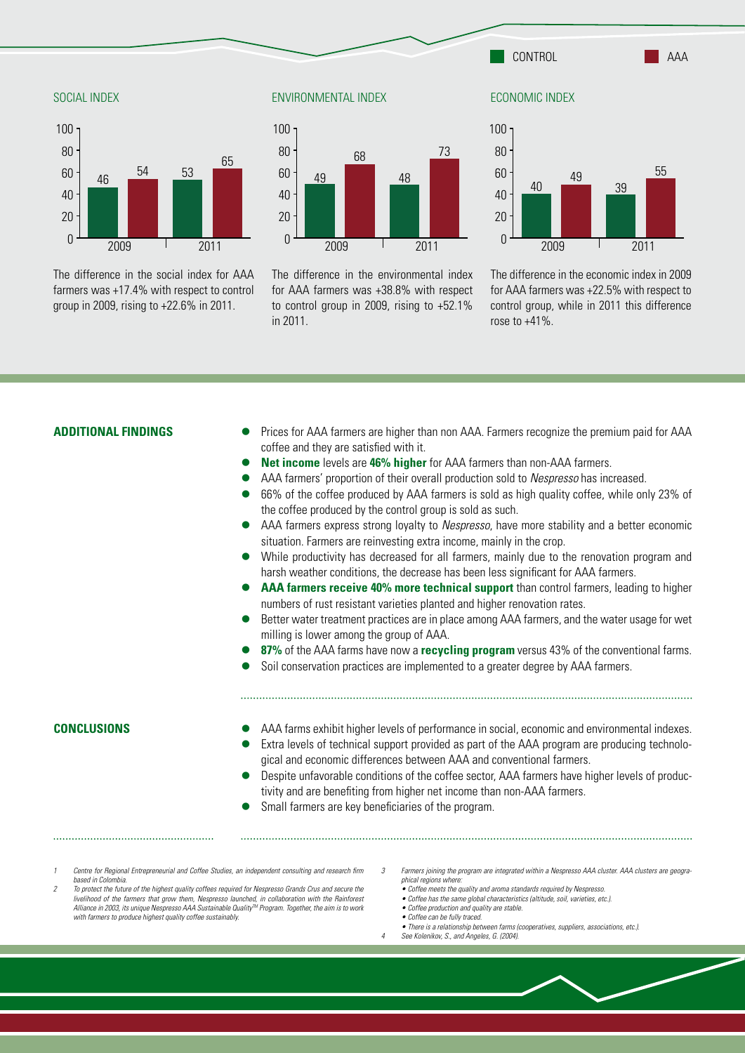CONTROL
AAA

SOCIAL INDEX

100
80
60
40
20
0
46
54
53
65
2009
2011

The difference in the social index for AAA farmers was +17.4% with respect to control group in 2009, rising to +22.6% in 2011.

ENVIRONMENTAL INDEX

100
80
60
40
20
0
49
68
48
73
2009
2011

The difference in the environmental index for AAA farmers was +38.8% with respect to control group in 2009, rising to +52.1% in 2011.

ECONOMIC INDEX

100
80
60
40
20
0
40
49
39
55
2009
2011

The difference in the economic index in 2009 for AAA farmers was +22.5% with respect to control group, while in 2011 this difference rose to +41%.

## ADDITIONAL FINDINGS

- Prices for AAA farmers are higher than non AAA. Farmers recognize the premium paid for AAA coffee and they are satisfied with it.
- **Net income** levels are **46% higher** for AAA farmers than non-AAA farmers.
- AAA farmers' proportion of their overall production sold to *Nespresso* has increased.
- 66% of the coffee produced by AAA farmers is sold as high quality coffee, while only 23% of the coffee produced by the control group is sold as such.
- AAA farmers express strong loyalty to *Nespresso*, have more stability and a better economic situation. Farmers are reinvesting extra income, mainly in the crop.
- While productivity has decreased for all farmers, mainly due to the renovation program and harsh weather conditions, the decrease has been less significant for AAA farmers.
- **AAA farmers receive 40% more technical support** than control farmers, leading to higher numbers of rust resistant varieties planted and higher renovation rates.
- Better water treatment practices are in place among AAA farmers, and the water usage for wet milling is lower among the group of AAA.
- **87%** of the AAA farms have now a **recycling program** versus 43% of the conventional farms.
- Soil conservation practices are implemented to a greater degree by AAA farmers.

## CONCLUSIONS

- AAA farms exhibit higher levels of performance in social, economic and environmental indexes.
- Extra levels of technical support provided as part of the AAA program are producing technological and economic differences between AAA and conventional farmers.
- Despite unfavorable conditions of the coffee sector, AAA farmers have higher levels of productivity and are benefiting from higher net income than non-AAA farmers.
- Small farmers are key beneficiaries of the program.

*1 Centre for Regional Entrepreneurial and Coffee Studies, an independent consulting and research firm based in Colombia.*

*2 To protect the future of the highest quality coffees required for Nespresso Grands Crus and secure the livelihood of the farmers that grow them, Nespresso launched, in collaboration with the Rainforest Alliance in 2003, its unique Nespresso AAA Sustainable Quality™ Program. Together, the aim is to work with farmers to produce highest quality coffee sustainably.*

*3 Farmers joining the program are integrated within a Nespresso AAA cluster. AAA clusters are geographical regions where:*
- *Coffee meets the quality and aroma standards required by Nespresso.*
- *Coffee has the same global characteristics (altitude, soil, varieties, etc.).*
- *Coffee production and quality are stable.*
- *Coffee can be fully traced.*
- *There is a relationship between farms (cooperatives, suppliers, associations, etc.).*

*4 See Kolenikov, S., and Angeles, G. (2004).*